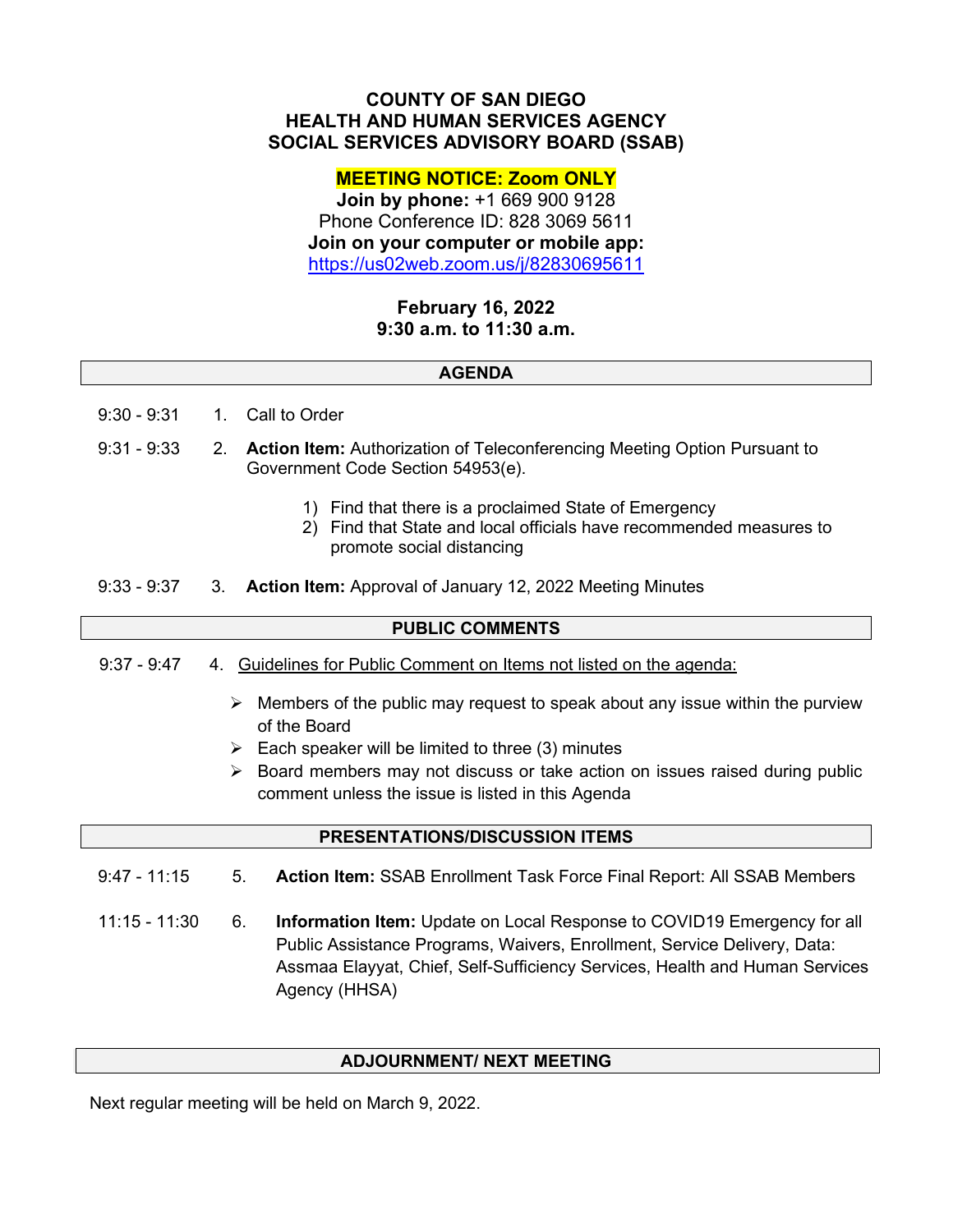**COUNTY OF SAN DIEGO**
**HEALTH AND HUMAN SERVICES AGENCY**
**SOCIAL SERVICES ADVISORY BOARD (SSAB)**

**MEETING NOTICE: Zoom ONLY**

**Join by phone:** +1 669 900 9128
Phone Conference ID: 828 3069 5611
**Join on your computer or mobile app:**
https://us02web.zoom.us/j/82830695611

**February 16, 2022**
**9:30 a.m. to 11:30 a.m.**

## AGENDA

9:30 - 9:31 1. Call to Order

9:31 - 9:33 2. **Action Item:** Authorization of Teleconferencing Meeting Option Pursuant to Government Code Section 54953(e).

1) Find that there is a proclaimed State of Emergency
2) Find that State and local officials have recommended measures to promote social distancing

9:33 - 9:37 3. **Action Item:** Approval of January 12, 2022 Meeting Minutes

## PUBLIC COMMENTS

9:37 - 9:47 4. Guidelines for Public Comment on Items not listed on the agenda:

- Members of the public may request to speak about any issue within the purview of the Board
- Each speaker will be limited to three (3) minutes
- Board members may not discuss or take action on issues raised during public comment unless the issue is listed in this Agenda

## PRESENTATIONS/DISCUSSION ITEMS

9:47 - 11:15 5. **Action Item:** SSAB Enrollment Task Force Final Report: All SSAB Members

11:15 - 11:30 6. **Information Item:** Update on Local Response to COVID19 Emergency for all Public Assistance Programs, Waivers, Enrollment, Service Delivery, Data: Assmaa Elayyat, Chief, Self-Sufficiency Services, Health and Human Services Agency (HHSA)

## ADJOURNMENT/ NEXT MEETING

Next regular meeting will be held on March 9, 2022.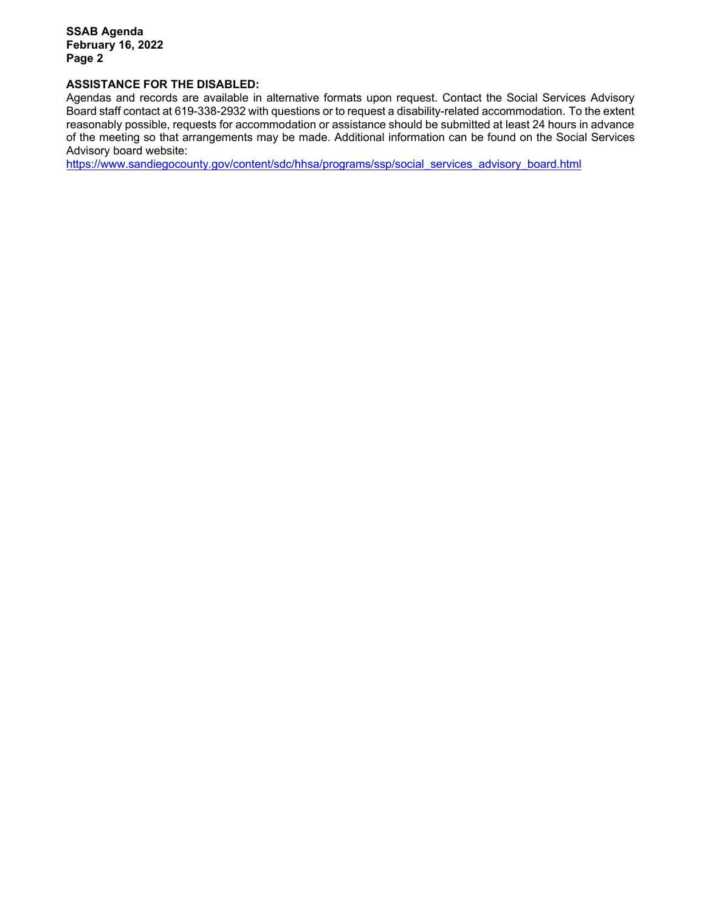**ASSISTANCE FOR THE DISABLED:**

Agendas and records are available in alternative formats upon request. Contact the Social Services Advisory Board staff contact at 619-338-2932 with questions or to request a disability-related accommodation. To the extent reasonably possible, requests for accommodation or assistance should be submitted at least 24 hours in advance of the meeting so that arrangements may be made. Additional information can be found on the Social Services Advisory board website:

https://www.sandiegocounty.gov/content/sdc/hhsa/programs/ssp/social_services_advisory_board.html